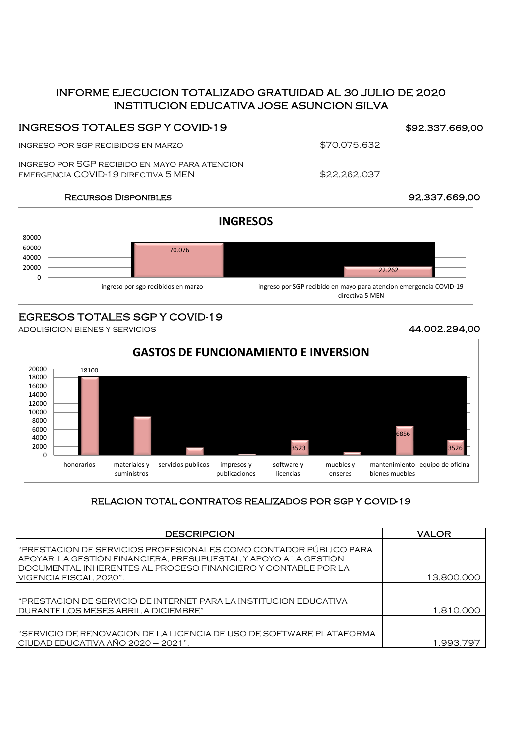# INFORME EJECUCION TOTALIZADO GRATUIDAD AL 30 JULIO DE 2020
# INSTITUCION EDUCATIVA JOSE ASUNCION SILVA

## INGRESOS TOTALES SGP Y COVID-19 — $92.337.669,00

| | |
|---|---|
| INGRESO POR SGP RECIBIDOS EN MARZO | $70.075.632 |
| INGRESO POR SGP RECIBIDO EN MAYO PARA ATENCION EMERGENCIA COVID-19 DIRECTIVA 5 MEN | $22.262.037 |

**Recursos Disponibles** — 92.337.669,00

**INGRESOS**

| Concepto | Valor |
|---|---|
| ingreso por sgp recibidos en marzo | 70.076 |
| ingreso por SGP recibido en mayo para atencion emergencia COVID-19 directiva 5 MEN | 22.262 |

## EGRESOS TOTALES SGP Y COVID-19

ADQUISICION BIENES Y SERVICIOS — 44.002.294,00

**GASTOS DE FUNCIONAMIENTO E INVERSION**

| Concepto | Valor |
|---|---|
| honorarios | 18100 |
| materiales y suministros | |
| servicios publicos | |
| impresos y publicaciones | |
| software y licencias | 3523 |
| muebles y enseres | |
| mantenimiento bienes muebles | 6856 |
| equipo de oficina | 3526 |

### RELACION TOTAL CONTRATOS REALIZADOS POR SGP Y COVID-19

| DESCRIPCION | VALOR |
|---|---|
| "PRESTACION DE SERVICIOS PROFESIONALES COMO CONTADOR PÚBLICO PARA APOYAR LA GESTIÓN FINANCIERA, PRESUPUESTAL Y APOYO A LA GESTIÓN DOCUMENTAL INHERENTES AL PROCESO FINANCIERO Y CONTABLE POR LA VIGENCIA FISCAL 2020". | 13.800.000 |
| "PRESTACION DE SERVICIO DE INTERNET PARA LA INSTITUCION EDUCATIVA DURANTE LOS MESES ABRIL A DICIEMBRE" | 1.810.000 |
| "SERVICIO DE RENOVACION DE LA LICENCIA DE USO DE SOFTWARE PLATAFORMA CIUDAD EDUCATIVA AÑO 2020 – 2021". | 1.993.797 |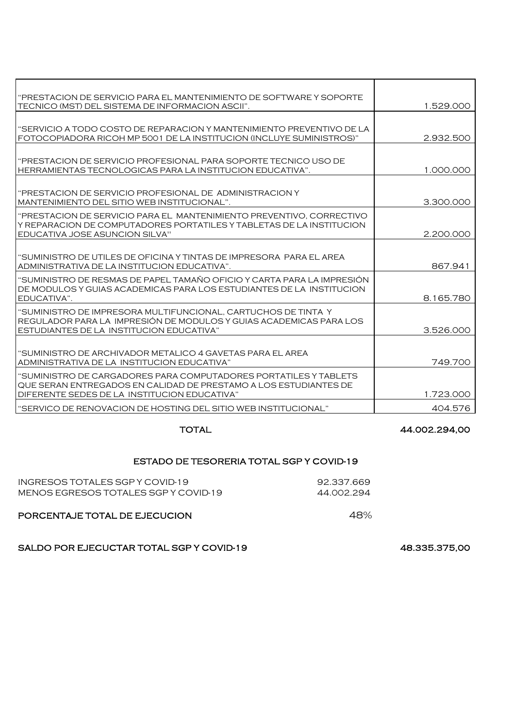| | |
|---|---|
| "PRESTACION DE SERVICIO PARA EL MANTENIMIENTO DE SOFTWARE Y SOPORTE TECNICO (MST) DEL SISTEMA DE INFORMACION ASCII". | 1.529.000 |
| "SERVICIO A TODO COSTO DE REPARACION Y MANTENIMIENTO PREVENTIVO DE LA FOTOCOPIADORA RICOH MP 5001 DE LA INSTITUCION (INCLUYE SUMINISTROS)" | 2.932.500 |
| "PRESTACION DE SERVICIO PROFESIONAL PARA SOPORTE TECNICO USO DE HERRAMIENTAS TECNOLOGICAS PARA LA INSTITUCION EDUCATIVA". | 1.000.000 |
| "PRESTACION DE SERVICIO PROFESIONAL DE ADMINISTRACION Y MANTENIMIENTO DEL SITIO WEB INSTITUCIONAL". | 3.300.000 |
| "PRESTACION DE SERVICIO PARA EL MANTENIMIENTO PREVENTIVO, CORRECTIVO Y REPARACION DE COMPUTADORES PORTATILES Y TABLETAS DE LA INSTITUCION EDUCATIVA JOSE ASUNCION SILVA" | 2.200.000 |
| "SUMINISTRO DE UTILES DE OFICINA Y TINTAS DE IMPRESORA PARA EL AREA ADMINISTRATIVA DE LA INSTITUCION EDUCATIVA". | 867.941 |
| "SUMINISTRO DE RESMAS DE PAPEL TAMAÑO OFICIO Y CARTA PARA LA IMPRESIÓN DE MODULOS Y GUIAS ACADEMICAS PARA LOS ESTUDIANTES DE LA INSTITUCION EDUCATIVA". | 8.165.780 |
| "SUMINISTRO DE IMPRESORA MULTIFUNCIONAL, CARTUCHOS DE TINTA Y REGULADOR PARA LA IMPRESIÓN DE MODULOS Y GUIAS ACADEMICAS PARA LOS ESTUDIANTES DE LA INSTITUCION EDUCATIVA" | 3.526.000 |
| "SUMINISTRO DE ARCHIVADOR METALICO 4 GAVETAS PARA EL AREA ADMINISTRATIVA DE LA INSTITUCION EDUCATIVA" | 749.700 |
| "SUMINISTRO DE CARGADORES PARA COMPUTADORES PORTATILES Y TABLETS QUE SERAN ENTREGADOS EN CALIDAD DE PRESTAMO A LOS ESTUDIANTES DE DIFERENTE SEDES DE LA INSTITUCION EDUCATIVA" | 1.723.000 |
| "SERVICO DE RENOVACION DE HOSTING DEL SITIO WEB INSTITUCIONAL" | 404.576 |

**TOTAL** **44.002.294,00**

## ESTADO DE TESORERIA TOTAL SGP Y COVID-19

| | |
|---|---|
| INGRESOS TOTALES SGP Y COVID-19 | 92.337.669 |
| MENOS EGRESOS TOTALES SGP Y COVID-19 | 44.002.294 |

**PORCENTAJE TOTAL DE EJECUCION** 48%

**SALDO POR EJECUCTAR TOTAL SGP Y COVID-19** **48.335.375,00**